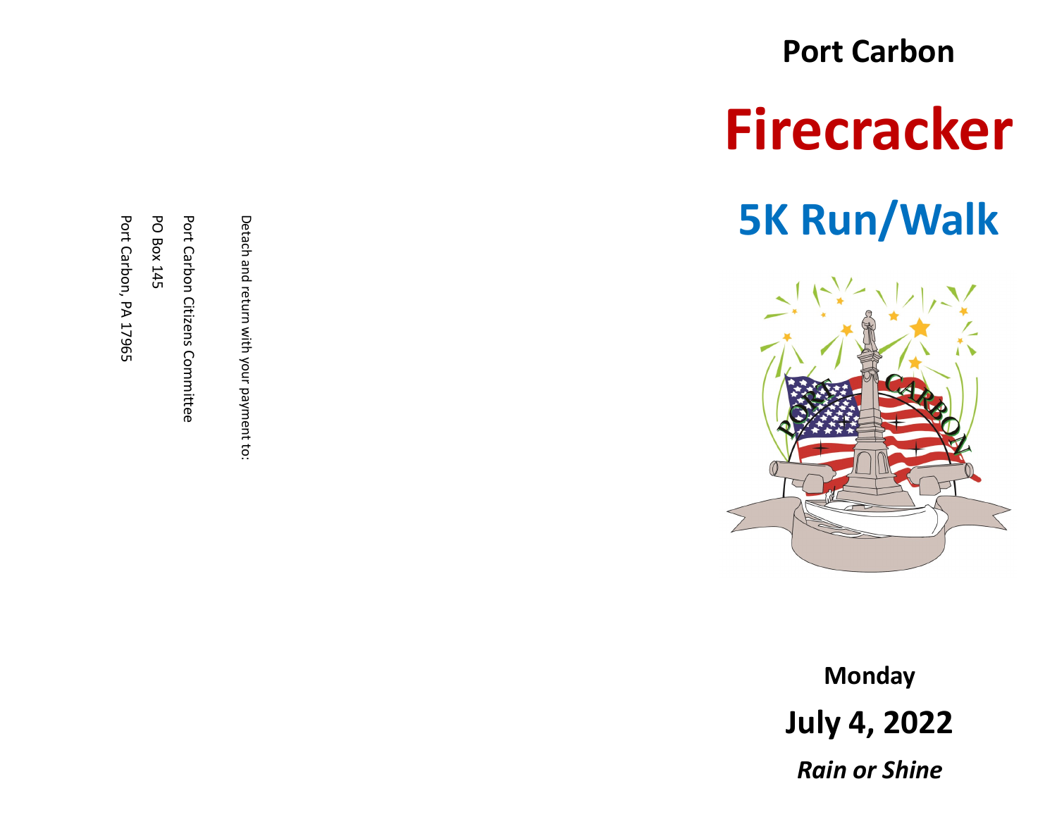Detach and return with your payment to:

Port Carbon Citizens Committee

PO Box 145

Port Carbon, PA 17965

# Port Carbon

# Firecracker

## 5K Run/Walk

**Monday**

**July 4, 2022**

***Rain or Shine***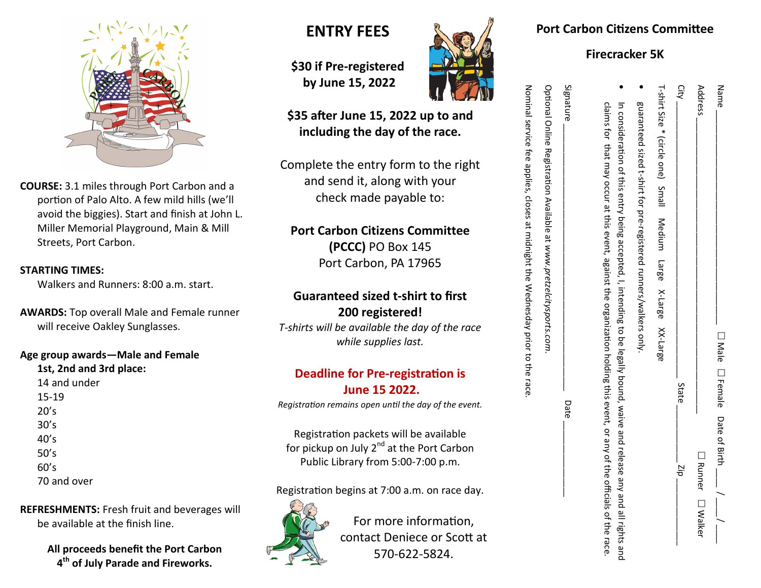**COURSE:** 3.1 miles through Port Carbon and a portion of Palo Alto. A few mild hills (we'll avoid the biggies). Start and finish at John L. Miller Memorial Playground, Main & Mill Streets, Port Carbon.

**STARTING TIMES:**

Walkers and Runners: 8:00 a.m. start.

**AWARDS:** Top overall Male and Female runner will receive Oakley Sunglasses.

**Age group awards—Male and Female**

**1st, 2nd and 3rd place:**

- 14 and under
- 15-19
- 20's
- 30's
- 40's
- 50's
- 60's
- 70 and over

**REFRESHMENTS:** Fresh fruit and beverages will be available at the finish line.

**All proceeds benefit the Port Carbon 4th of July Parade and Fireworks.**

# ENTRY FEES

**$30 if Pre-registered by June 15, 2022**

**$35 after June 15, 2022 up to and including the day of the race.**

Complete the entry form to the right and send it, along with your check made payable to:

**Port Carbon Citizens Committee (PCCC)** PO Box 145
Port Carbon, PA 17965

**Guaranteed sized t-shirt to first 200 registered!**

*T-shirts will be available the day of the race while supplies last.*

**Deadline for Pre-registration is June 15 2022.**

*Registration remains open until the day of the event.*

Registration packets will be available for pickup on July 2nd at the Port Carbon Public Library from 5:00-7:00 p.m.

Registration begins at 7:00 a.m. on race day.

For more information, contact Deniece or Scott at 570-622-5824.

## Port Carbon Citizens Committee

## Firecracker 5K

Name ______________________ ☐ Male ☐ Female Date of Birth ___ / ___ / ___

Address ______________________ ☐ Runner ☐ Walker

City ______________ State ________ Zip ________

T-shirt Size * (circle one) Small Medium Large X-Large XX-Large

- guaranteed sized t-shirt for pre-registered runners/walkers only.
- In consideration of this entry being accepted, I, intending to be legally bound, waive and release any and all rights and claims for that may occur at this event, against the organization holding this event, or any of the officials of the race.

Signature ______________________ Date ____________

Optional Online Registration Available at *www.pretzelcitysports.com.*

Nominal service fee applies, closes at midnight the Wednesday prior to the race.